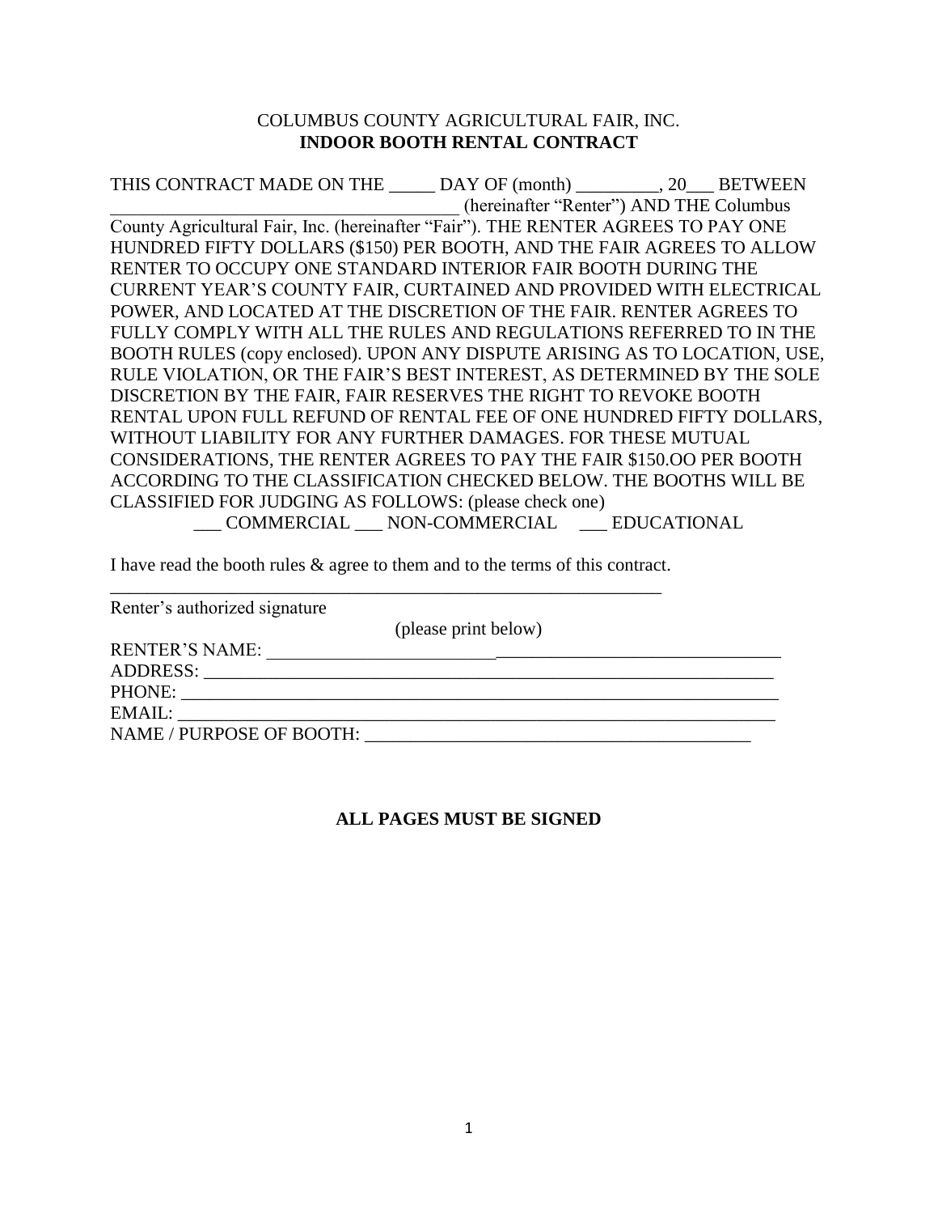COLUMBUS COUNTY AGRICULTURAL FAIR, INC.

**INDOOR BOOTH RENTAL CONTRACT**

THIS CONTRACT MADE ON THE _____ DAY OF (month) _________, 20___ BETWEEN _____________________________________ (hereinafter "Renter") AND THE Columbus County Agricultural Fair, Inc. (hereinafter "Fair"). THE RENTER AGREES TO PAY ONE HUNDRED FIFTY DOLLARS ($150) PER BOOTH, AND THE FAIR AGREES TO ALLOW RENTER TO OCCUPY ONE STANDARD INTERIOR FAIR BOOTH DURING THE CURRENT YEAR'S COUNTY FAIR, CURTAINED AND PROVIDED WITH ELECTRICAL POWER, AND LOCATED AT THE DISCRETION OF THE FAIR. RENTER AGREES TO FULLY COMPLY WITH ALL THE RULES AND REGULATIONS REFERRED TO IN THE BOOTH RULES (copy enclosed). UPON ANY DISPUTE ARISING AS TO LOCATION, USE, RULE VIOLATION, OR THE FAIR'S BEST INTEREST, AS DETERMINED BY THE SOLE DISCRETION BY THE FAIR, FAIR RESERVES THE RIGHT TO REVOKE BOOTH RENTAL UPON FULL REFUND OF RENTAL FEE OF ONE HUNDRED FIFTY DOLLARS, WITHOUT LIABILITY FOR ANY FURTHER DAMAGES. FOR THESE MUTUAL CONSIDERATIONS, THE RENTER AGREES TO PAY THE FAIR $150.OO PER BOOTH ACCORDING TO THE CLASSIFICATION CHECKED BELOW. THE BOOTHS WILL BE CLASSIFIED FOR JUDGING AS FOLLOWS: (please check one)

___ COMMERCIAL ___ NON-COMMERCIAL ___ EDUCATIONAL

I have read the booth rules & agree to them and to the terms of this contract.

_______________________________________________________________

Renter's authorized signature

(please print below)

RENTER'S NAME: ________________________________________________________

ADDRESS: _____________________________________________________________

PHONE: _______________________________________________________________

EMAIL: ________________________________________________________________

NAME / PURPOSE OF BOOTH: ___________________________________________

**ALL PAGES MUST BE SIGNED**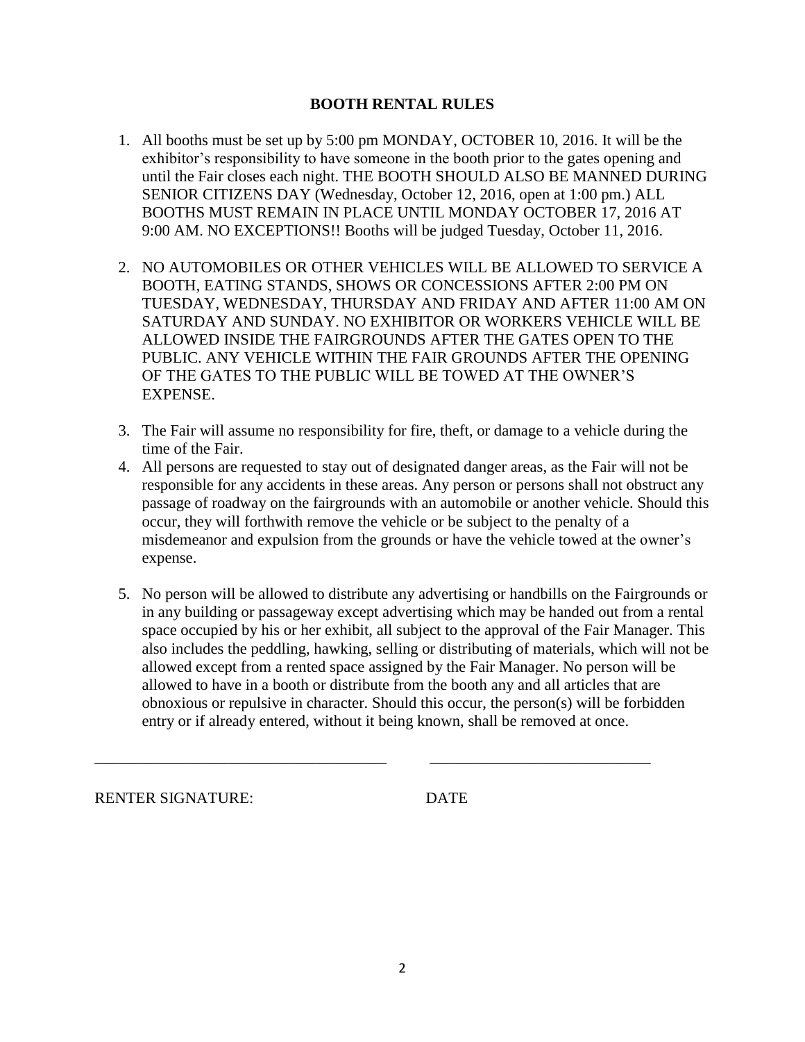## BOOTH RENTAL RULES

1. All booths must be set up by 5:00 pm MONDAY, OCTOBER 10, 2016. It will be the exhibitor's responsibility to have someone in the booth prior to the gates opening and until the Fair closes each night. THE BOOTH SHOULD ALSO BE MANNED DURING SENIOR CITIZENS DAY (Wednesday, October 12, 2016, open at 1:00 pm.) ALL BOOTHS MUST REMAIN IN PLACE UNTIL MONDAY OCTOBER 17, 2016 AT 9:00 AM. NO EXCEPTIONS!! Booths will be judged Tuesday, October 11, 2016.

2. NO AUTOMOBILES OR OTHER VEHICLES WILL BE ALLOWED TO SERVICE A BOOTH, EATING STANDS, SHOWS OR CONCESSIONS AFTER 2:00 PM ON TUESDAY, WEDNESDAY, THURSDAY AND FRIDAY AND AFTER 11:00 AM ON SATURDAY AND SUNDAY. NO EXHIBITOR OR WORKERS VEHICLE WILL BE ALLOWED INSIDE THE FAIRGROUNDS AFTER THE GATES OPEN TO THE PUBLIC. ANY VEHICLE WITHIN THE FAIR GROUNDS AFTER THE OPENING OF THE GATES TO THE PUBLIC WILL BE TOWED AT THE OWNER'S EXPENSE.

3. The Fair will assume no responsibility for fire, theft, or damage to a vehicle during the time of the Fair.
4. All persons are requested to stay out of designated danger areas, as the Fair will not be responsible for any accidents in these areas. Any person or persons shall not obstruct any passage of roadway on the fairgrounds with an automobile or another vehicle. Should this occur, they will forthwith remove the vehicle or be subject to the penalty of a misdemeanor and expulsion from the grounds or have the vehicle towed at the owner's expense.

5. No person will be allowed to distribute any advertising or handbills on the Fairgrounds or in any building or passageway except advertising which may be handed out from a rental space occupied by his or her exhibit, all subject to the approval of the Fair Manager. This also includes the peddling, hawking, selling or distributing of materials, which will not be allowed except from a rented space assigned by the Fair Manager. No person will be allowed to have in a booth or distribute from the booth any and all articles that are obnoxious or repulsive in character. Should this occur, the person(s) will be forbidden entry or if already entered, without it being known, shall be removed at once.

_____________________________________ _____________________________

RENTER SIGNATURE: DATE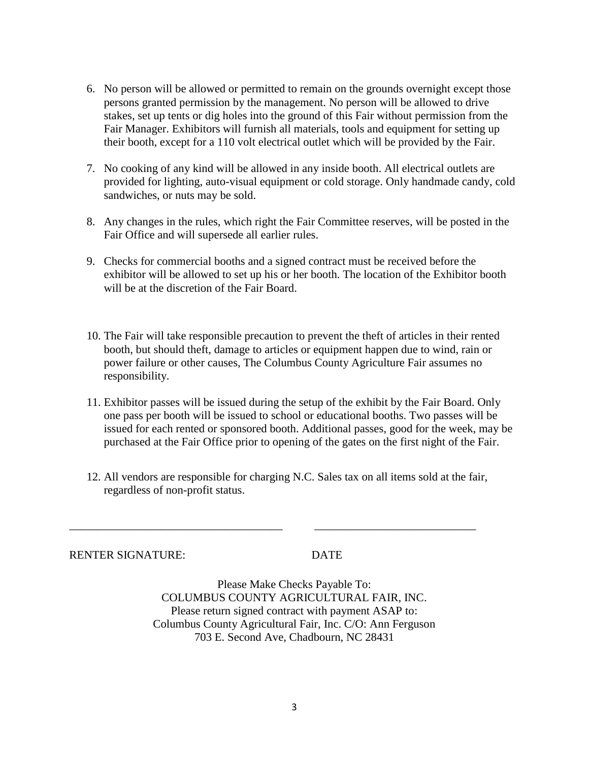6. No person will be allowed or permitted to remain on the grounds overnight except those persons granted permission by the management. No person will be allowed to drive stakes, set up tents or dig holes into the ground of this Fair without permission from the Fair Manager. Exhibitors will furnish all materials, tools and equipment for setting up their booth, except for a 110 volt electrical outlet which will be provided by the Fair.

7. No cooking of any kind will be allowed in any inside booth. All electrical outlets are provided for lighting, auto-visual equipment or cold storage. Only handmade candy, cold sandwiches, or nuts may be sold.

8. Any changes in the rules, which right the Fair Committee reserves, will be posted in the Fair Office and will supersede all earlier rules.

9. Checks for commercial booths and a signed contract must be received before the exhibitor will be allowed to set up his or her booth. The location of the Exhibitor booth will be at the discretion of the Fair Board.

10. The Fair will take responsible precaution to prevent the theft of articles in their rented booth, but should theft, damage to articles or equipment happen due to wind, rain or power failure or other causes, The Columbus County Agriculture Fair assumes no responsibility.

11. Exhibitor passes will be issued during the setup of the exhibit by the Fair Board. Only one pass per booth will be issued to school or educational booths. Two passes will be issued for each rented or sponsored booth. Additional passes, good for the week, may be purchased at the Fair Office prior to opening of the gates on the first night of the Fair.

12. All vendors are responsible for charging N.C. Sales tax on all items sold at the fair, regardless of non-profit status.

_____________________________________ ____________________________

RENTER SIGNATURE: DATE

Please Make Checks Payable To:
COLUMBUS COUNTY AGRICULTURAL FAIR, INC.
Please return signed contract with payment ASAP to:
Columbus County Agricultural Fair, Inc. C/O: Ann Ferguson
703 E. Second Ave, Chadbourn, NC 28431